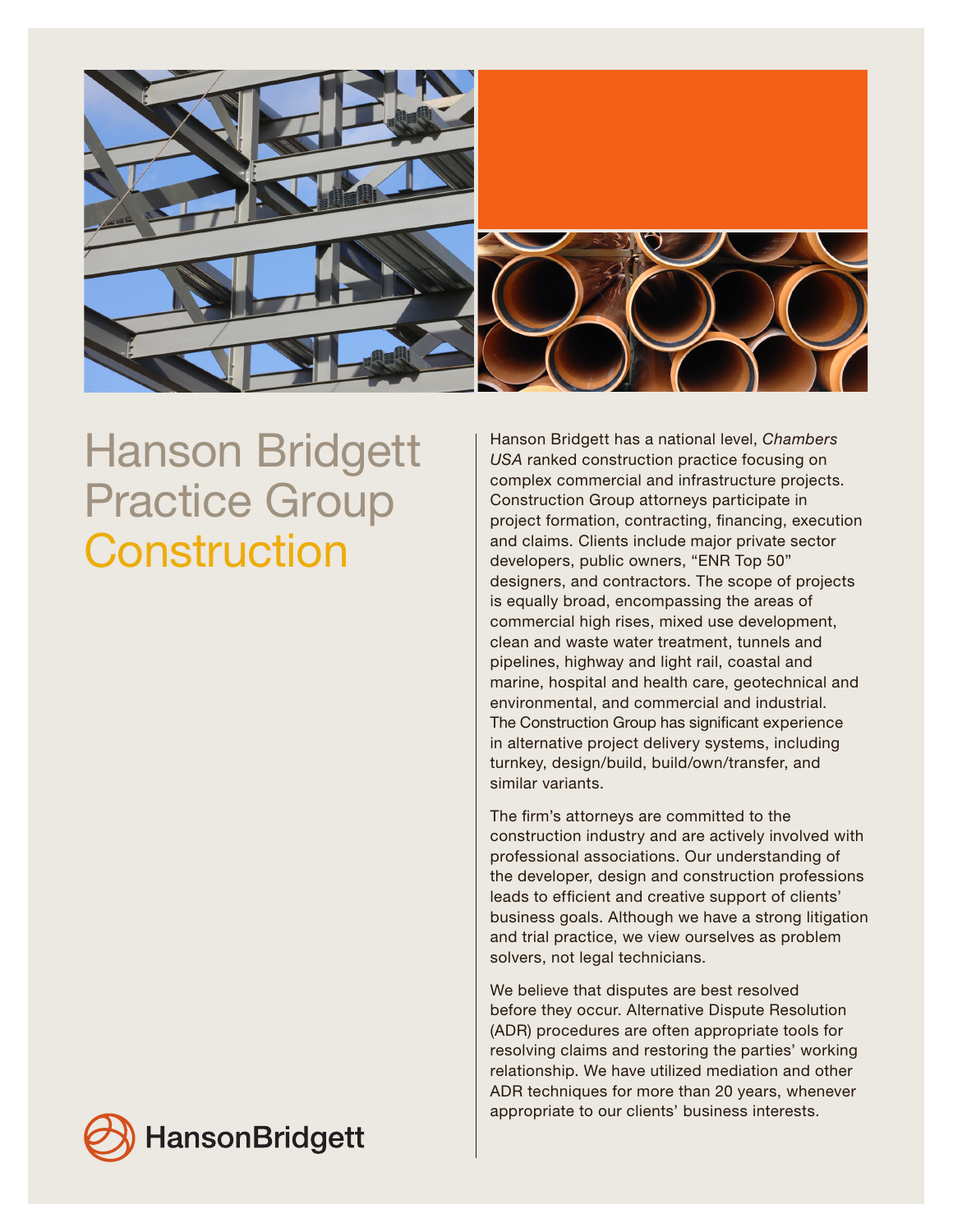# Hanson Bridgett Practice Group Construction

Hanson Bridgett has a national level, *Chambers USA* ranked construction practice focusing on complex commercial and infrastructure projects. Construction Group attorneys participate in project formation, contracting, financing, execution and claims. Clients include major private sector developers, public owners, "ENR Top 50" designers, and contractors. The scope of projects is equally broad, encompassing the areas of commercial high rises, mixed use development, clean and waste water treatment, tunnels and pipelines, highway and light rail, coastal and marine, hospital and health care, geotechnical and environmental, and commercial and industrial. The Construction Group has significant experience in alternative project delivery systems, including turnkey, design/build, build/own/transfer, and similar variants.

The firm's attorneys are committed to the construction industry and are actively involved with professional associations. Our understanding of the developer, design and construction professions leads to efficient and creative support of clients' business goals. Although we have a strong litigation and trial practice, we view ourselves as problem solvers, not legal technicians.

We believe that disputes are best resolved before they occur. Alternative Dispute Resolution (ADR) procedures are often appropriate tools for resolving claims and restoring the parties' working relationship. We have utilized mediation and other ADR techniques for more than 20 years, whenever appropriate to our clients' business interests.

HansonBridgett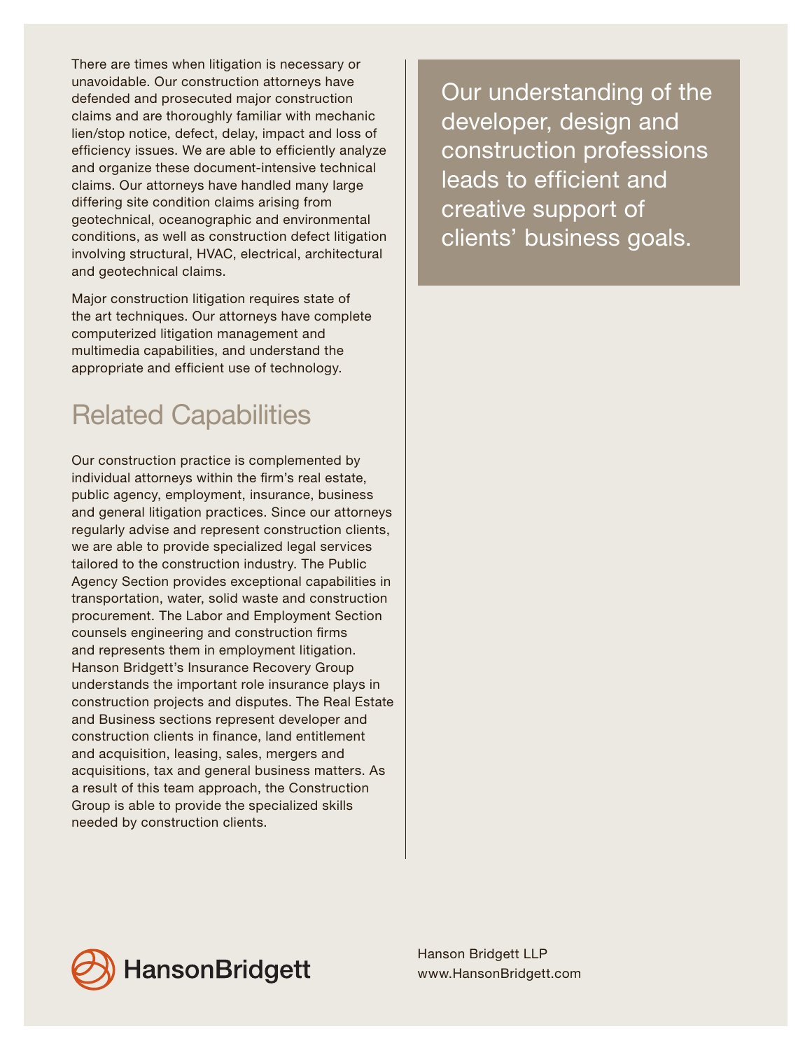There are times when litigation is necessary or unavoidable. Our construction attorneys have defended and prosecuted major construction claims and are thoroughly familiar with mechanic lien/stop notice, defect, delay, impact and loss of efficiency issues. We are able to efficiently analyze and organize these document-intensive technical claims. Our attorneys have handled many large differing site condition claims arising from geotechnical, oceanographic and environmental conditions, as well as construction defect litigation involving structural, HVAC, electrical, architectural and geotechnical claims.

Major construction litigation requires state of the art techniques. Our attorneys have complete computerized litigation management and multimedia capabilities, and understand the appropriate and efficient use of technology.

## Related Capabilities

Our construction practice is complemented by individual attorneys within the firm's real estate, public agency, employment, insurance, business and general litigation practices. Since our attorneys regularly advise and represent construction clients, we are able to provide specialized legal services tailored to the construction industry. The Public Agency Section provides exceptional capabilities in transportation, water, solid waste and construction procurement. The Labor and Employment Section counsels engineering and construction firms and represents them in employment litigation. Hanson Bridgett's Insurance Recovery Group understands the important role insurance plays in construction projects and disputes. The Real Estate and Business sections represent developer and construction clients in finance, land entitlement and acquisition, leasing, sales, mergers and acquisitions, tax and general business matters. As a result of this team approach, the Construction Group is able to provide the specialized skills needed by construction clients.

> Our understanding of the developer, design and construction professions leads to efficient and creative support of clients' business goals.

HansonBridgett

Hanson Bridgett LLP
www.HansonBridgett.com